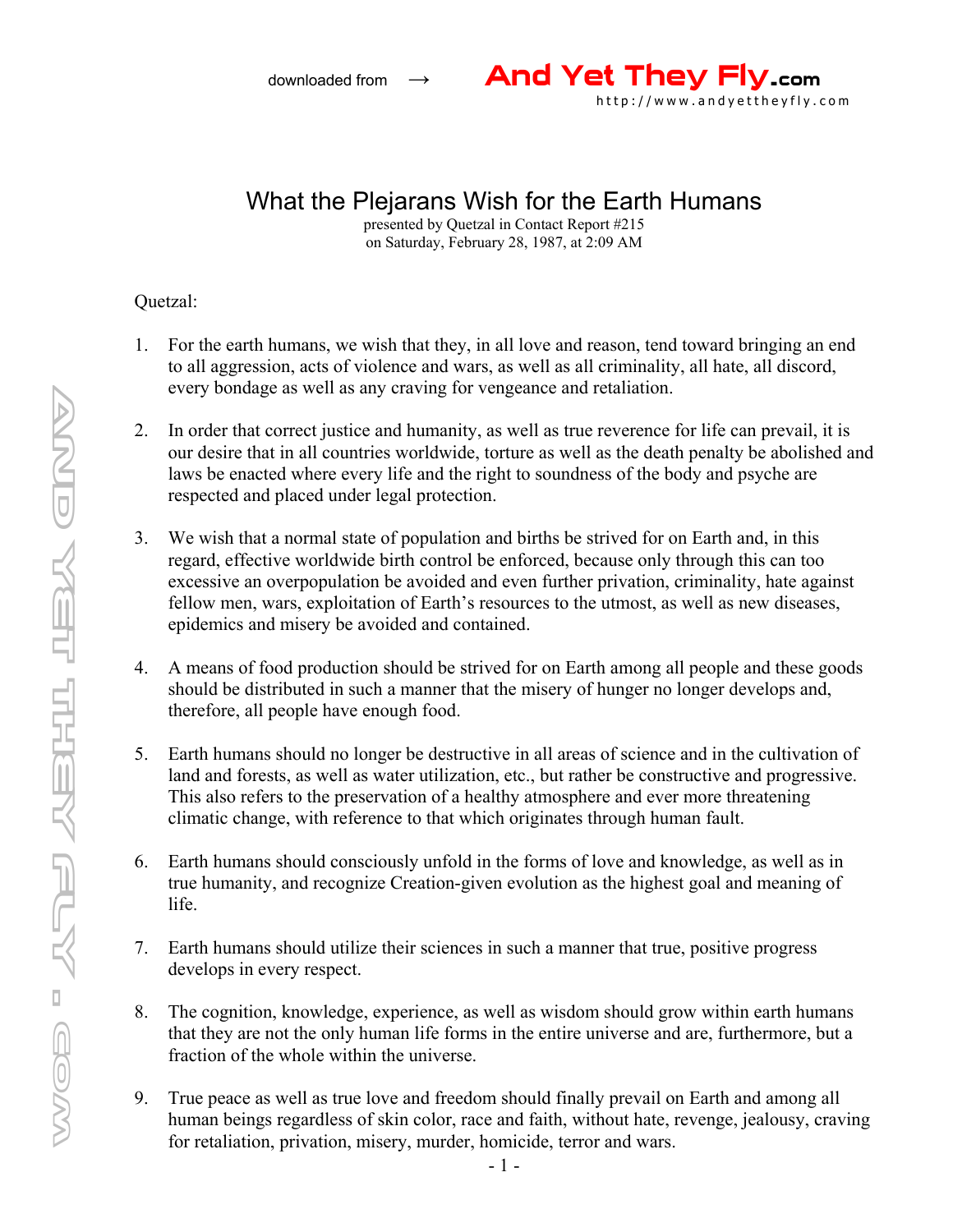downloaded from → **And Yet They Fly.com** http://www.andyettheyfly.com

# What the Plejarans Wish for the Earth Humans

presented by Quetzal in Contact Report #215
on Saturday, February 28, 1987, at 2:09 AM

Quetzal:

1. For the earth humans, we wish that they, in all love and reason, tend toward bringing an end to all aggression, acts of violence and wars, as well as all criminality, all hate, all discord, every bondage as well as any craving for vengeance and retaliation.

2. In order that correct justice and humanity, as well as true reverence for life can prevail, it is our desire that in all countries worldwide, torture as well as the death penalty be abolished and laws be enacted where every life and the right to soundness of the body and psyche are respected and placed under legal protection.

3. We wish that a normal state of population and births be strived for on Earth and, in this regard, effective worldwide birth control be enforced, because only through this can too excessive an overpopulation be avoided and even further privation, criminality, hate against fellow men, wars, exploitation of Earth's resources to the utmost, as well as new diseases, epidemics and misery be avoided and contained.

4. A means of food production should be strived for on Earth among all people and these goods should be distributed in such a manner that the misery of hunger no longer develops and, therefore, all people have enough food.

5. Earth humans should no longer be destructive in all areas of science and in the cultivation of land and forests, as well as water utilization, etc., but rather be constructive and progressive. This also refers to the preservation of a healthy atmosphere and ever more threatening climatic change, with reference to that which originates through human fault.

6. Earth humans should consciously unfold in the forms of love and knowledge, as well as in true humanity, and recognize Creation-given evolution as the highest goal and meaning of life.

7. Earth humans should utilize their sciences in such a manner that true, positive progress develops in every respect.

8. The cognition, knowledge, experience, as well as wisdom should grow within earth humans that they are not the only human life forms in the entire universe and are, furthermore, but a fraction of the whole within the universe.

9. True peace as well as true love and freedom should finally prevail on Earth and among all human beings regardless of skin color, race and faith, without hate, revenge, jealousy, craving for retaliation, privation, misery, murder, homicide, terror and wars.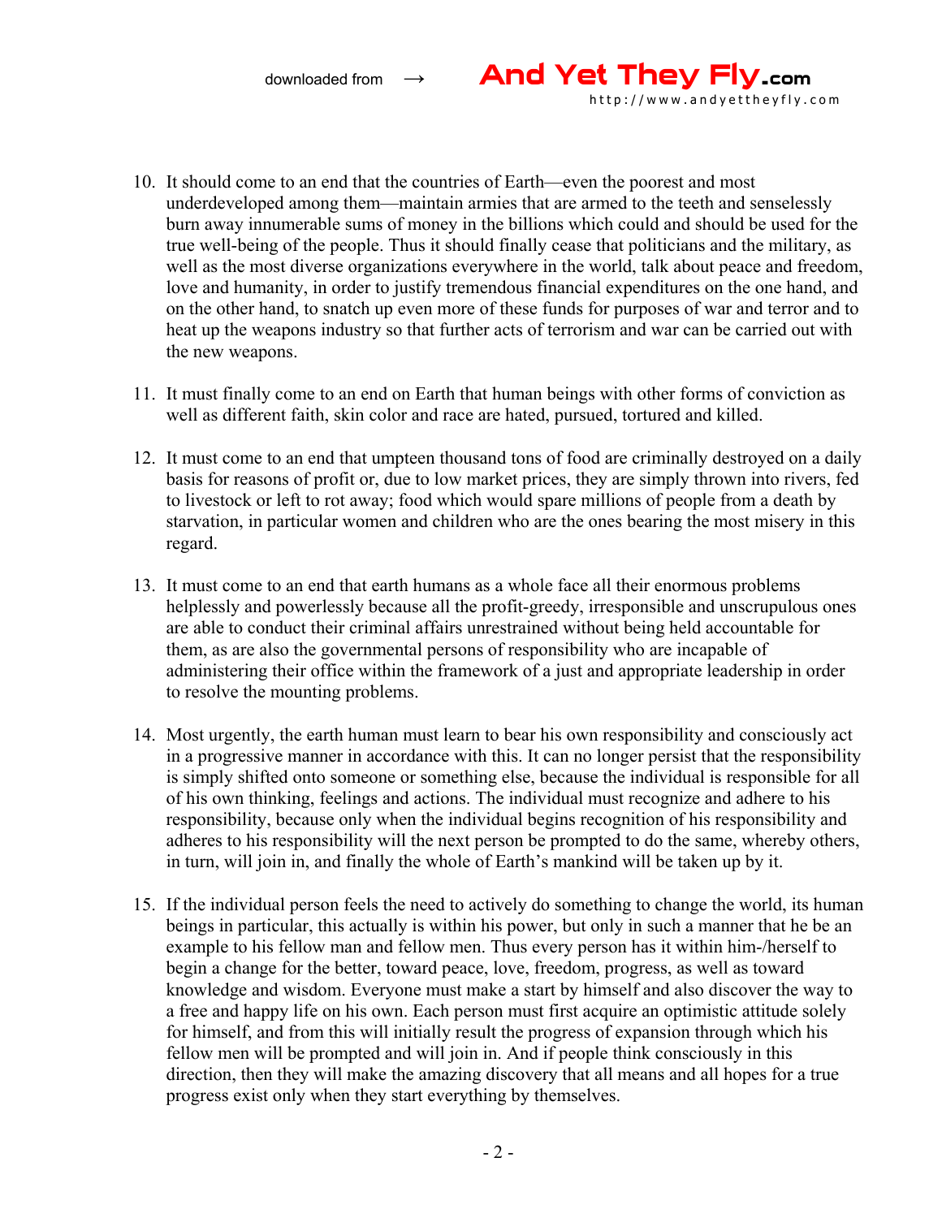10. It should come to an end that the countries of Earth—even the poorest and most underdeveloped among them—maintain armies that are armed to the teeth and senselessly burn away innumerable sums of money in the billions which could and should be used for the true well-being of the people. Thus it should finally cease that politicians and the military, as well as the most diverse organizations everywhere in the world, talk about peace and freedom, love and humanity, in order to justify tremendous financial expenditures on the one hand, and on the other hand, to snatch up even more of these funds for purposes of war and terror and to heat up the weapons industry so that further acts of terrorism and war can be carried out with the new weapons.

11. It must finally come to an end on Earth that human beings with other forms of conviction as well as different faith, skin color and race are hated, pursued, tortured and killed.

12. It must come to an end that umpteen thousand tons of food are criminally destroyed on a daily basis for reasons of profit or, due to low market prices, they are simply thrown into rivers, fed to livestock or left to rot away; food which would spare millions of people from a death by starvation, in particular women and children who are the ones bearing the most misery in this regard.

13. It must come to an end that earth humans as a whole face all their enormous problems helplessly and powerlessly because all the profit-greedy, irresponsible and unscrupulous ones are able to conduct their criminal affairs unrestrained without being held accountable for them, as are also the governmental persons of responsibility who are incapable of administering their office within the framework of a just and appropriate leadership in order to resolve the mounting problems.

14. Most urgently, the earth human must learn to bear his own responsibility and consciously act in a progressive manner in accordance with this. It can no longer persist that the responsibility is simply shifted onto someone or something else, because the individual is responsible for all of his own thinking, feelings and actions. The individual must recognize and adhere to his responsibility, because only when the individual begins recognition of his responsibility and adheres to his responsibility will the next person be prompted to do the same, whereby others, in turn, will join in, and finally the whole of Earth's mankind will be taken up by it.

15. If the individual person feels the need to actively do something to change the world, its human beings in particular, this actually is within his power, but only in such a manner that he be an example to his fellow man and fellow men. Thus every person has it within him-/herself to begin a change for the better, toward peace, love, freedom, progress, as well as toward knowledge and wisdom. Everyone must make a start by himself and also discover the way to a free and happy life on his own. Each person must first acquire an optimistic attitude solely for himself, and from this will initially result the progress of expansion through which his fellow men will be prompted and will join in. And if people think consciously in this direction, then they will make the amazing discovery that all means and all hopes for a true progress exist only when they start everything by themselves.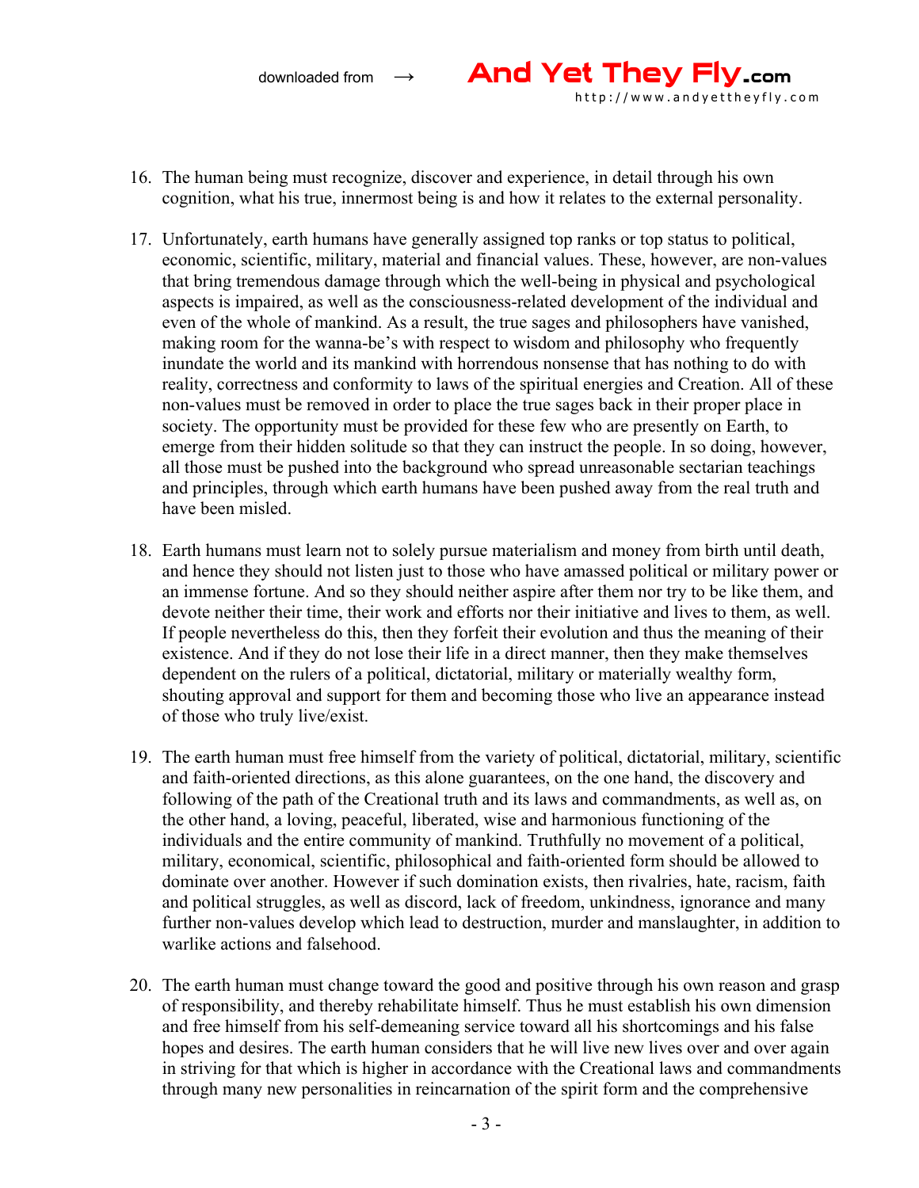16. The human being must recognize, discover and experience, in detail through his own cognition, what his true, innermost being is and how it relates to the external personality.

17. Unfortunately, earth humans have generally assigned top ranks or top status to political, economic, scientific, military, material and financial values. These, however, are non-values that bring tremendous damage through which the well-being in physical and psychological aspects is impaired, as well as the consciousness-related development of the individual and even of the whole of mankind. As a result, the true sages and philosophers have vanished, making room for the wanna-be's with respect to wisdom and philosophy who frequently inundate the world and its mankind with horrendous nonsense that has nothing to do with reality, correctness and conformity to laws of the spiritual energies and Creation. All of these non-values must be removed in order to place the true sages back in their proper place in society. The opportunity must be provided for these few who are presently on Earth, to emerge from their hidden solitude so that they can instruct the people. In so doing, however, all those must be pushed into the background who spread unreasonable sectarian teachings and principles, through which earth humans have been pushed away from the real truth and have been misled.

18. Earth humans must learn not to solely pursue materialism and money from birth until death, and hence they should not listen just to those who have amassed political or military power or an immense fortune. And so they should neither aspire after them nor try to be like them, and devote neither their time, their work and efforts nor their initiative and lives to them, as well. If people nevertheless do this, then they forfeit their evolution and thus the meaning of their existence. And if they do not lose their life in a direct manner, then they make themselves dependent on the rulers of a political, dictatorial, military or materially wealthy form, shouting approval and support for them and becoming those who live an appearance instead of those who truly live/exist.

19. The earth human must free himself from the variety of political, dictatorial, military, scientific and faith-oriented directions, as this alone guarantees, on the one hand, the discovery and following of the path of the Creational truth and its laws and commandments, as well as, on the other hand, a loving, peaceful, liberated, wise and harmonious functioning of the individuals and the entire community of mankind. Truthfully no movement of a political, military, economical, scientific, philosophical and faith-oriented form should be allowed to dominate over another. However if such domination exists, then rivalries, hate, racism, faith and political struggles, as well as discord, lack of freedom, unkindness, ignorance and many further non-values develop which lead to destruction, murder and manslaughter, in addition to warlike actions and falsehood.

20. The earth human must change toward the good and positive through his own reason and grasp of responsibility, and thereby rehabilitate himself. Thus he must establish his own dimension and free himself from his self-demeaning service toward all his shortcomings and his false hopes and desires. The earth human considers that he will live new lives over and over again in striving for that which is higher in accordance with the Creational laws and commandments through many new personalities in reincarnation of the spirit form and the comprehensive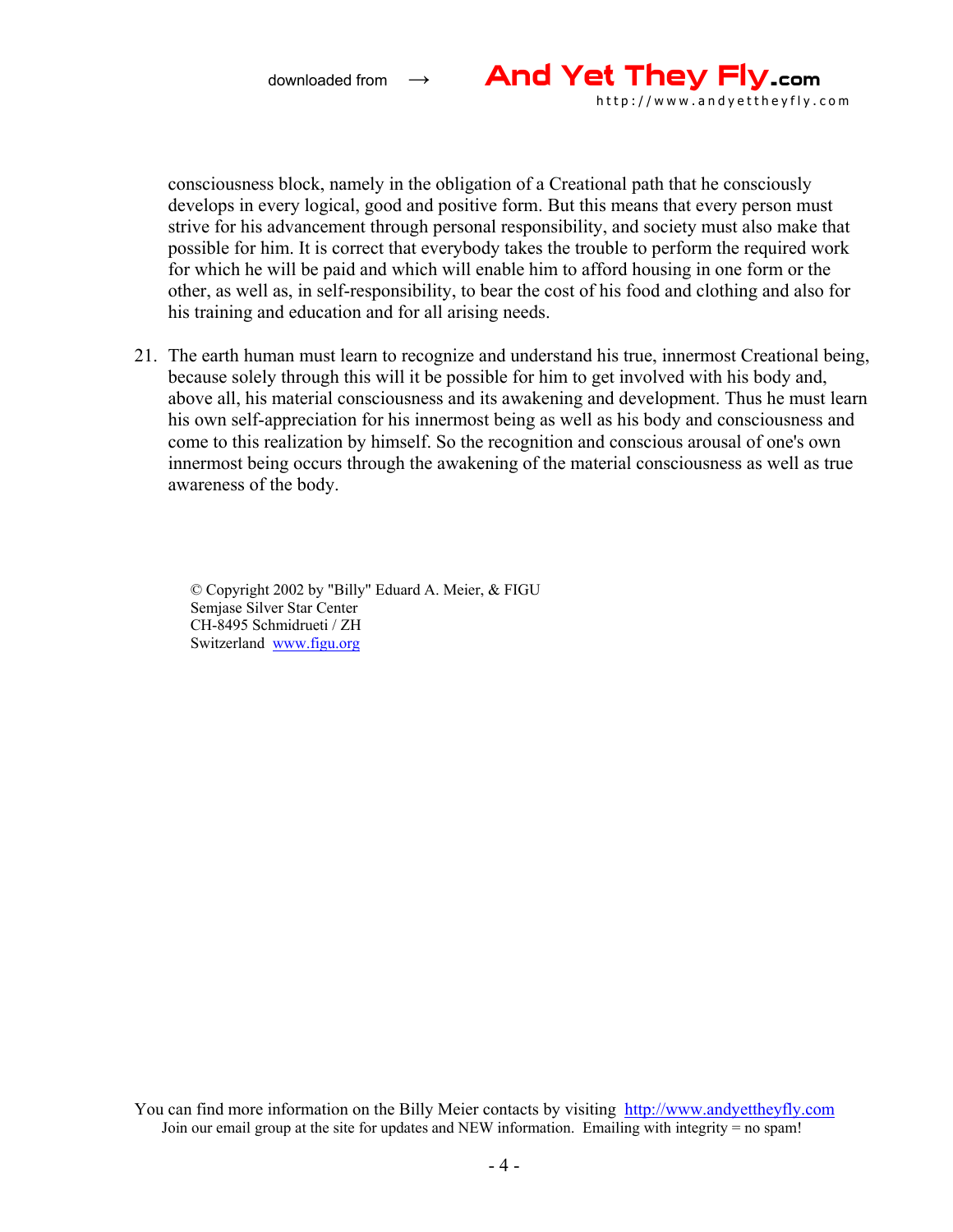consciousness block, namely in the obligation of a Creational path that he consciously develops in every logical, good and positive form. But this means that every person must strive for his advancement through personal responsibility, and society must also make that possible for him. It is correct that everybody takes the trouble to perform the required work for which he will be paid and which will enable him to afford housing in one form or the other, as well as, in self-responsibility, to bear the cost of his food and clothing and also for his training and education and for all arising needs.

21. The earth human must learn to recognize and understand his true, innermost Creational being, because solely through this will it be possible for him to get involved with his body and, above all, his material consciousness and its awakening and development. Thus he must learn his own self-appreciation for his innermost being as well as his body and consciousness and come to this realization by himself. So the recognition and conscious arousal of one's own innermost being occurs through the awakening of the material consciousness as well as true awareness of the body.

© Copyright 2002 by "Billy" Eduard A. Meier, & FIGU
Semjase Silver Star Center
CH-8495 Schmidrueti / ZH
Switzerland www.figu.org

You can find more information on the Billy Meier contacts by visiting http://www.andyettheyfly.com
Join our email group at the site for updates and NEW information. Emailing with integrity = no spam!